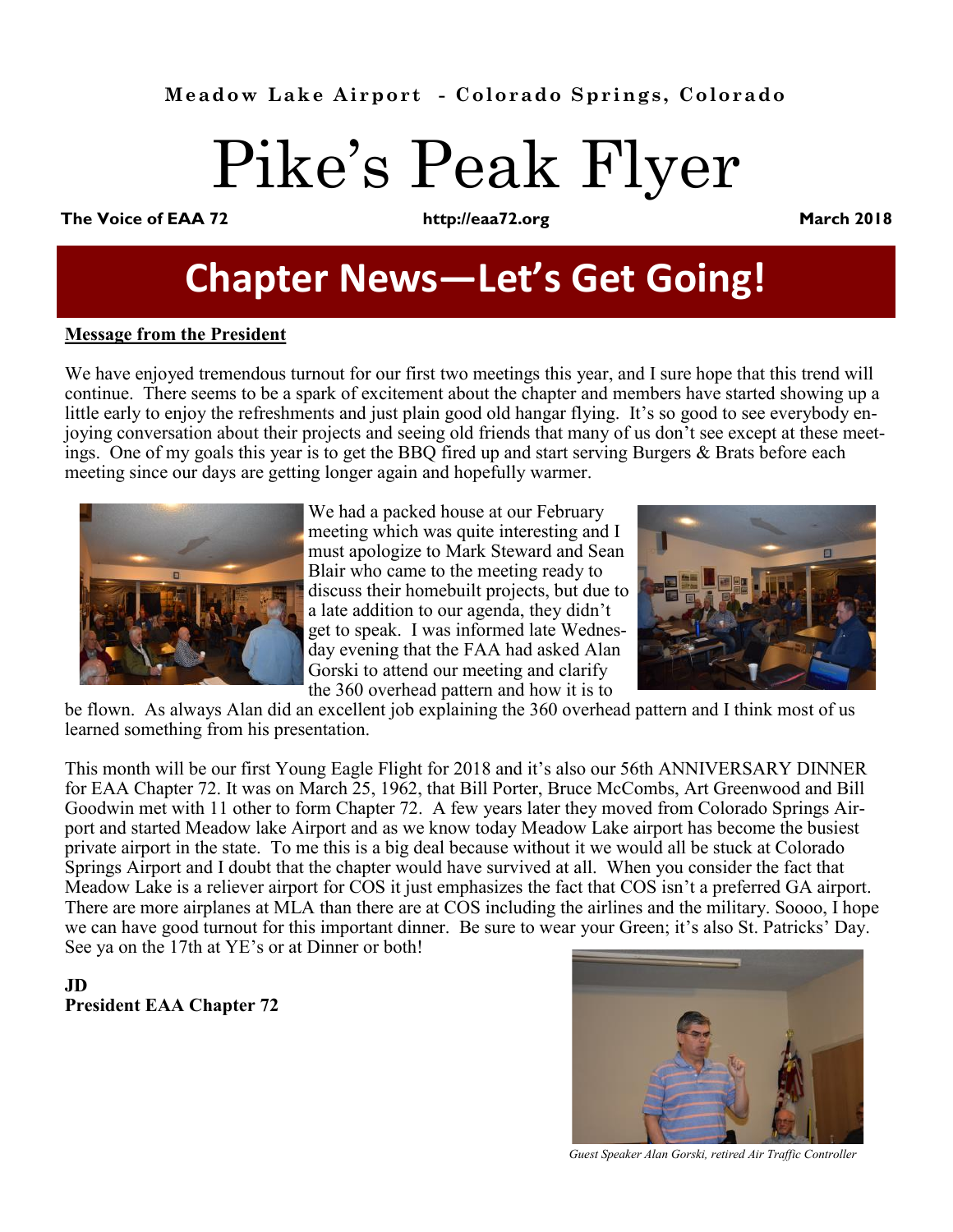**Meadow Lake Airport - Colorado Springs, Colorado**

# Pike's Peak Flyer

**The Voice of EAA 72** **http://eaa72.org** **March 2018**

# Chapter News—Let's Get Going!

**Message from the President**

We have enjoyed tremendous turnout for our first two meetings this year, and I sure hope that this trend will continue. There seems to be a spark of excitement about the chapter and members have started showing up a little early to enjoy the refreshments and just plain good old hangar flying. It's so good to see everybody enjoying conversation about their projects and seeing old friends that many of us don't see except at these meetings. One of my goals this year is to get the BBQ fired up and start serving Burgers & Brats before each meeting since our days are getting longer again and hopefully warmer.

We had a packed house at our February meeting which was quite interesting and I must apologize to Mark Steward and Sean Blair who came to the meeting ready to discuss their homebuilt projects, but due to a late addition to our agenda, they didn't get to speak. I was informed late Wednesday evening that the FAA had asked Alan Gorski to attend our meeting and clarify the 360 overhead pattern and how it is to be flown. As always Alan did an excellent job explaining the 360 overhead pattern and I think most of us learned something from his presentation.

This month will be our first Young Eagle Flight for 2018 and it's also our 56th ANNIVERSARY DINNER for EAA Chapter 72. It was on March 25, 1962, that Bill Porter, Bruce McCombs, Art Greenwood and Bill Goodwin met with 11 other to form Chapter 72. A few years later they moved from Colorado Springs Airport and started Meadow lake Airport and as we know today Meadow Lake airport has become the busiest private airport in the state. To me this is a big deal because without it we would all be stuck at Colorado Springs Airport and I doubt that the chapter would have survived at all. When you consider the fact that Meadow Lake is a reliever airport for COS it just emphasizes the fact that COS isn't a preferred GA airport. There are more airplanes at MLA than there are at COS including the airlines and the military. Soooo, I hope we can have good turnout for this important dinner. Be sure to wear your Green; it's also St. Patricks' Day. See ya on the 17th at YE's or at Dinner or both!

**JD**
**President EAA Chapter 72**

*Guest Speaker Alan Gorski, retired Air Traffic Controller*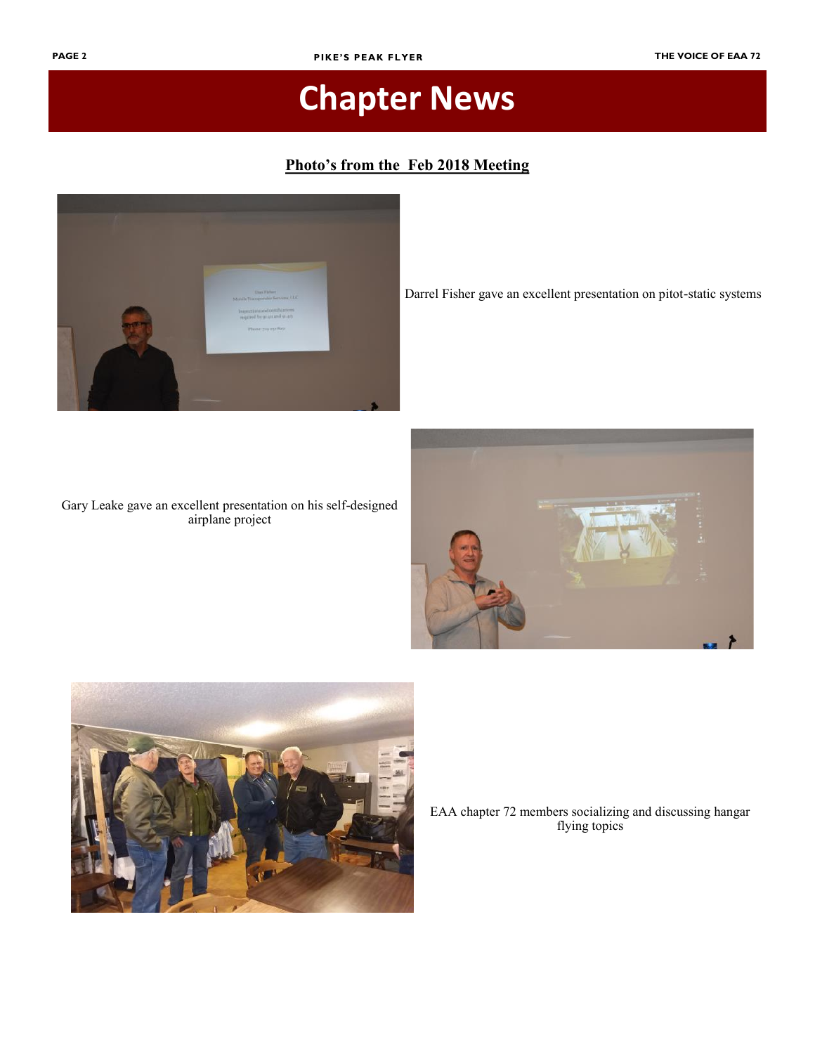# Chapter News

## Photo's from the Feb 2018 Meeting

Darrel Fisher gave an excellent presentation on pitot-static systems

Gary Leake gave an excellent presentation on his self-designed airplane project

EAA chapter 72 members socializing and discussing hangar flying topics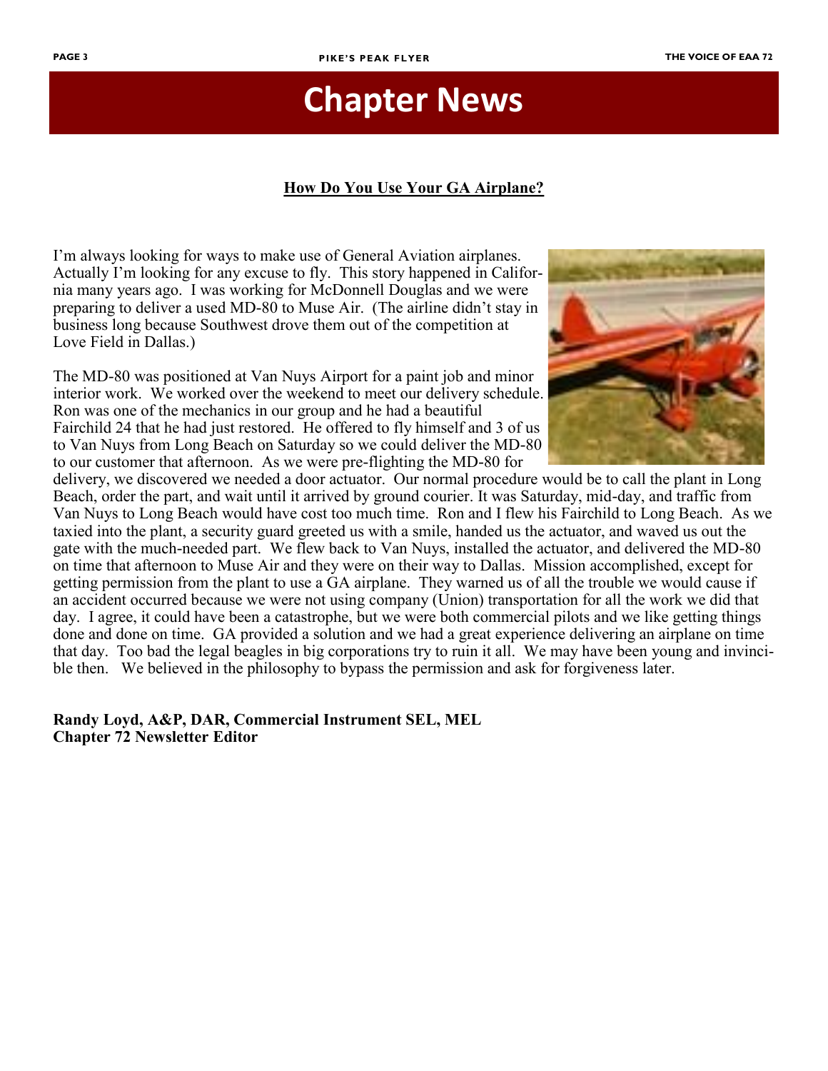# Chapter News

## How Do You Use Your GA Airplane?

I'm always looking for ways to make use of General Aviation airplanes. Actually I'm looking for any excuse to fly. This story happened in California many years ago. I was working for McDonnell Douglas and we were preparing to deliver a used MD-80 to Muse Air. (The airline didn't stay in business long because Southwest drove them out of the competition at Love Field in Dallas.)

The MD-80 was positioned at Van Nuys Airport for a paint job and minor interior work. We worked over the weekend to meet our delivery schedule. Ron was one of the mechanics in our group and he had a beautiful Fairchild 24 that he had just restored. He offered to fly himself and 3 of us to Van Nuys from Long Beach on Saturday so we could deliver the MD-80 to our customer that afternoon. As we were pre-flighting the MD-80 for delivery, we discovered we needed a door actuator. Our normal procedure would be to call the plant in Long Beach, order the part, and wait until it arrived by ground courier. It was Saturday, mid-day, and traffic from Van Nuys to Long Beach would have cost too much time. Ron and I flew his Fairchild to Long Beach. As we taxied into the plant, a security guard greeted us with a smile, handed us the actuator, and waved us out the gate with the much-needed part. We flew back to Van Nuys, installed the actuator, and delivered the MD-80 on time that afternoon to Muse Air and they were on their way to Dallas. Mission accomplished, except for getting permission from the plant to use a GA airplane. They warned us of all the trouble we would cause if an accident occurred because we were not using company (Union) transportation for all the work we did that day. I agree, it could have been a catastrophe, but we were both commercial pilots and we like getting things done and done on time. GA provided a solution and we had a great experience delivering an airplane on time that day. Too bad the legal beagles in big corporations try to ruin it all. We may have been young and invincible then. We believed in the philosophy to bypass the permission and ask for forgiveness later.

**Randy Loyd, A&P, DAR, Commercial Instrument SEL, MEL**
**Chapter 72 Newsletter Editor**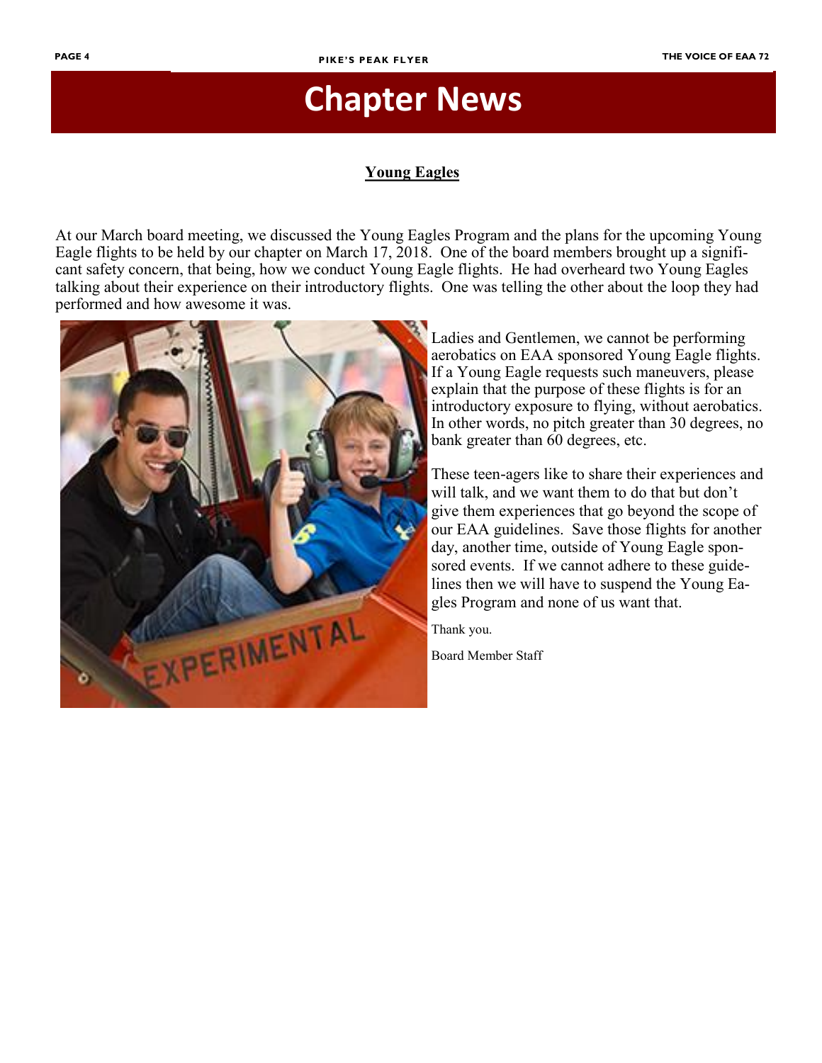# Chapter News

## Young Eagles

At our March board meeting, we discussed the Young Eagles Program and the plans for the upcoming Young Eagle flights to be held by our chapter on March 17, 2018. One of the board members brought up a significant safety concern, that being, how we conduct Young Eagle flights. He had overheard two Young Eagles talking about their experience on their introductory flights. One was telling the other about the loop they had performed and how awesome it was.

Ladies and Gentlemen, we cannot be performing aerobatics on EAA sponsored Young Eagle flights. If a Young Eagle requests such maneuvers, please explain that the purpose of these flights is for an introductory exposure to flying, without aerobatics. In other words, no pitch greater than 30 degrees, no bank greater than 60 degrees, etc.

These teen-agers like to share their experiences and will talk, and we want them to do that but don't give them experiences that go beyond the scope of our EAA guidelines. Save those flights for another day, another time, outside of Young Eagle sponsored events. If we cannot adhere to these guidelines then we will have to suspend the Young Eagles Program and none of us want that.

Thank you.

Board Member Staff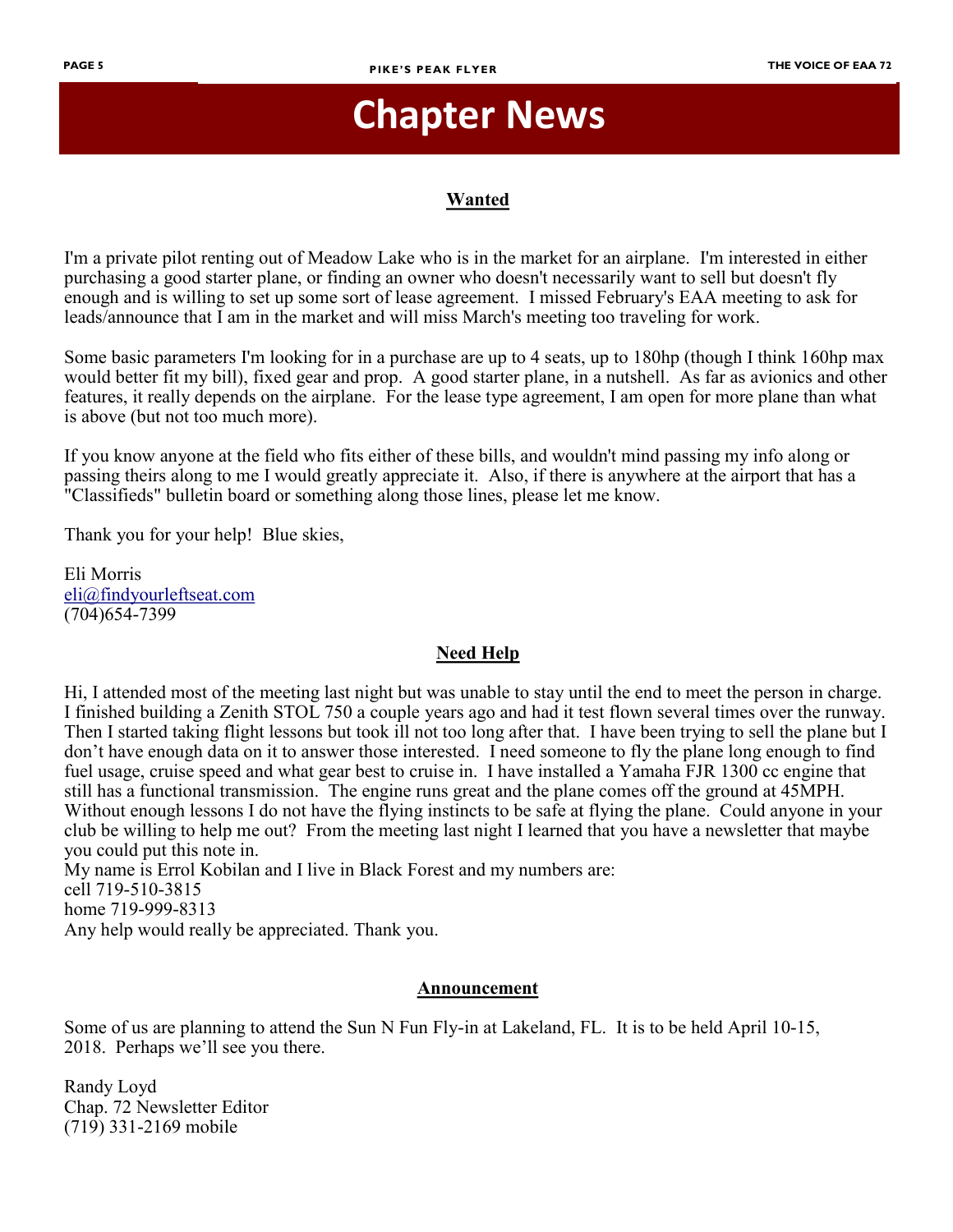# Chapter News

## Wanted

I'm a private pilot renting out of Meadow Lake who is in the market for an airplane. I'm interested in either purchasing a good starter plane, or finding an owner who doesn't necessarily want to sell but doesn't fly enough and is willing to set up some sort of lease agreement. I missed February's EAA meeting to ask for leads/announce that I am in the market and will miss March's meeting too traveling for work.

Some basic parameters I'm looking for in a purchase are up to 4 seats, up to 180hp (though I think 160hp max would better fit my bill), fixed gear and prop. A good starter plane, in a nutshell. As far as avionics and other features, it really depends on the airplane. For the lease type agreement, I am open for more plane than what is above (but not too much more).

If you know anyone at the field who fits either of these bills, and wouldn't mind passing my info along or passing theirs along to me I would greatly appreciate it. Also, if there is anywhere at the airport that has a "Classifieds" bulletin board or something along those lines, please let me know.

Thank you for your help! Blue skies,

Eli Morris
eli@findyourleftseat.com
(704)654-7399

## Need Help

Hi, I attended most of the meeting last night but was unable to stay until the end to meet the person in charge. I finished building a Zenith STOL 750 a couple years ago and had it test flown several times over the runway. Then I started taking flight lessons but took ill not too long after that. I have been trying to sell the plane but I don't have enough data on it to answer those interested. I need someone to fly the plane long enough to find fuel usage, cruise speed and what gear best to cruise in. I have installed a Yamaha FJR 1300 cc engine that still has a functional transmission. The engine runs great and the plane comes off the ground at 45MPH. Without enough lessons I do not have the flying instincts to be safe at flying the plane. Could anyone in your club be willing to help me out? From the meeting last night I learned that you have a newsletter that maybe you could put this note in.
My name is Errol Kobilan and I live in Black Forest and my numbers are:
cell 719-510-3815
home 719-999-8313
Any help would really be appreciated. Thank you.

## Announcement

Some of us are planning to attend the Sun N Fun Fly-in at Lakeland, FL. It is to be held April 10-15, 2018. Perhaps we'll see you there.

Randy Loyd
Chap. 72 Newsletter Editor
(719) 331-2169 mobile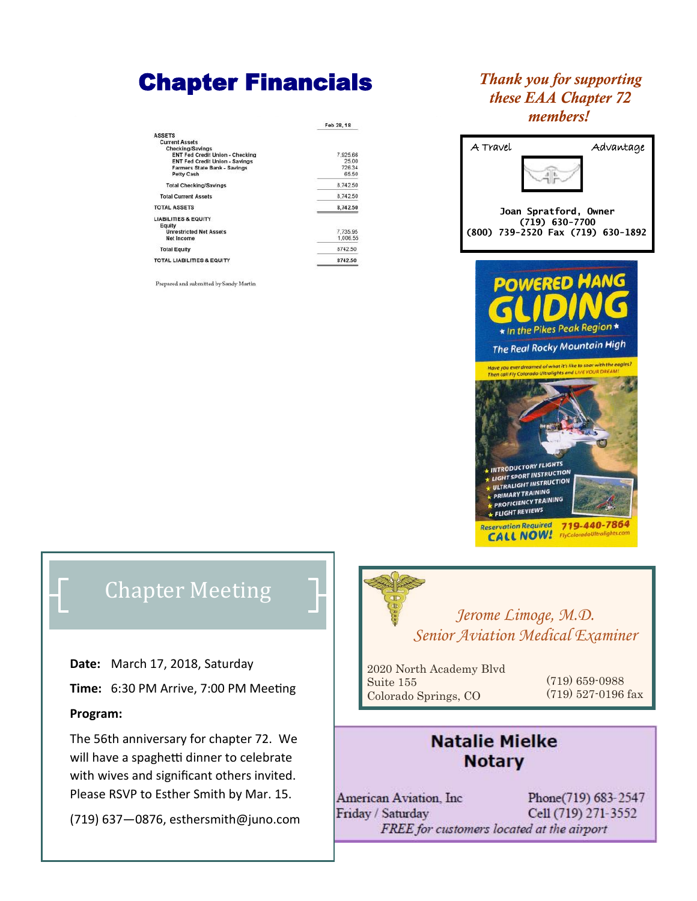# Chapter Financials

| | Feb 28, 18 |
|---|---|
| ASSETS | |
| Current Assets | |
| Checking/Savings | |
| ENT Fed Credit Union - Checking | 7,925.66 |
| ENT Fed Credit Union - Savings | 25.00 |
| Farmers State Bank - Savings | 726.34 |
| Petty Cash | 65.50 |
| Total Checking/Savings | 8,742.50 |
| Total Current Assets | 8,742.50 |
| TOTAL ASSETS | 8,742.50 |
| LIABILITIES & EQUITY | |
| Equity | |
| Unrestricted Net Assets | 7,735.95 |
| Net Income | 1,006.55 |
| Total Equity | 8742.50 |
| TOTAL LIABILITIES & EQUITY | 8742.50 |

Prepared and submitted by Sandy Martin

## Chapter Meeting

**Date:** March 17, 2018, Saturday

**Time:** 6:30 PM Arrive, 7:00 PM Meeting

**Program:**

The 56th anniversary for chapter 72. We will have a spaghetti dinner to celebrate with wives and significant others invited. Please RSVP to Esther Smith by Mar. 15.

(719) 637—0876, esthersmith@juno.com

*Thank you for supporting these EAA Chapter 72 members!*

A Travel Advantage

Joan Spratford, Owner
(719) 630-7700
(800) 739-2520 Fax (719) 630-1892

**POWERED HANG GLIDING**
In the Pikes Peak Region
The Real Rocky Mountain High

Have you ever dreamed of what it's like to soar with the eagles? Then call Fly Colorado Ultralights and LIVE YOUR DREAM!

- INTRODUCTORY FLIGHTS
- LIGHT SPORT INSTRUCTION
- ULTRALIGHT INSTRUCTION
- PRIMARY TRAINING
- PROFICIENCY TRAINING
- FLIGHT REVIEWS

Reservation Required CALL NOW! 719-440-7864
FlyColoradoUltralights.com

*Jerome Limoge, M.D.*
*Senior Aviation Medical Examiner*

2020 North Academy Blvd
Suite 155
Colorado Springs, CO

(719) 659-0988
(719) 527-0196 fax

**Natalie Mielke**
**Notary**

American Aviation, Inc — Phone(719) 683-2547
Friday / Saturday — Cell (719) 271-3552

*FREE for customers located at the airport*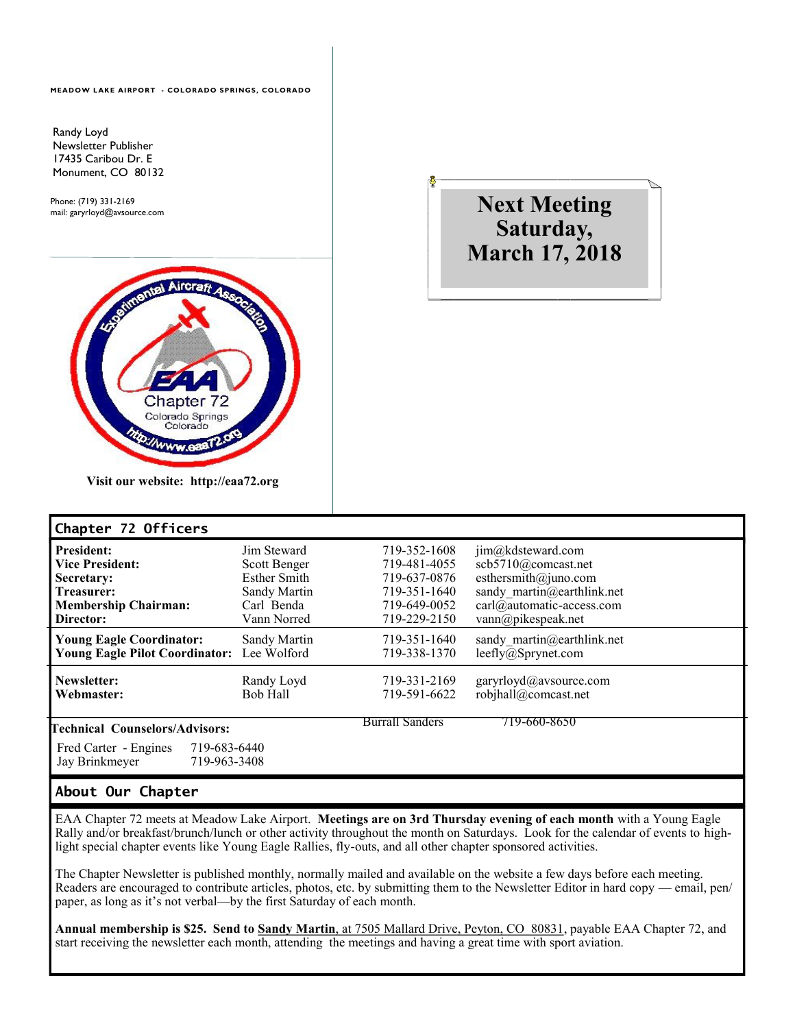MEADOW LAKE AIRPORT - COLORADO SPRINGS, COLORADO

Randy Loyd
Newsletter Publisher
17435 Caribou Dr. E
Monument, CO 80132

Phone: (719) 331-2169
mail: garyrloyd@avsource.com

**Visit our website: http://eaa72.org**

**Next Meeting Saturday, March 17, 2018**

## Chapter 72 Officers

| | | | |
|---|---|---|---|
| **President:** | Jim Steward | 719-352-1608 | jim@kdsteward.com |
| **Vice President:** | Scott Benger | 719-481-4055 | scb5710@comcast.net |
| **Secretary:** | Esther Smith | 719-637-0876 | esthersmith@juno.com |
| **Treasurer:** | Sandy Martin | 719-351-1640 | sandy_martin@earthlink.net |
| **Membership Chairman:** | Carl Benda | 719-649-0052 | carl@automatic-access.com |
| **Director:** | Vann Norred | 719-229-2150 | vann@pikespeak.net |
| **Young Eagle Coordinator:** | Sandy Martin | 719-351-1640 | sandy_martin@earthlink.net |
| **Young Eagle Pilot Coordinator:** | Lee Wolford | 719-338-1370 | leefly@Sprynet.com |
| **Newsletter:** | Randy Loyd | 719-331-2169 | garyrloyd@avsource.com |
| **Webmaster:** | Bob Hall | 719-591-6622 | robjhall@comcast.net |

**Technical Counselors/Advisors:**

| | | | |
|---|---|---|---|
| Fred Carter - Engines | 719-683-6440 | Burrall Sanders | 719-660-8650 |
| Jay Brinkmeyer | 719-963-3408 | | |

## About Our Chapter

EAA Chapter 72 meets at Meadow Lake Airport. **Meetings are on 3rd Thursday evening of each month** with a Young Eagle Rally and/or breakfast/brunch/lunch or other activity throughout the month on Saturdays. Look for the calendar of events to highlight special chapter events like Young Eagle Rallies, fly-outs, and all other chapter sponsored activities.

The Chapter Newsletter is published monthly, normally mailed and available on the website a few days before each meeting. Readers are encouraged to contribute articles, photos, etc. by submitting them to the Newsletter Editor in hard copy — email, pen/paper, as long as it's not verbal—by the first Saturday of each month.

**Annual membership is $25. Send to** **Sandy Martin**, at 7505 Mallard Drive, Peyton, CO 80831, payable EAA Chapter 72, and start receiving the newsletter each month, attending the meetings and having a great time with sport aviation.